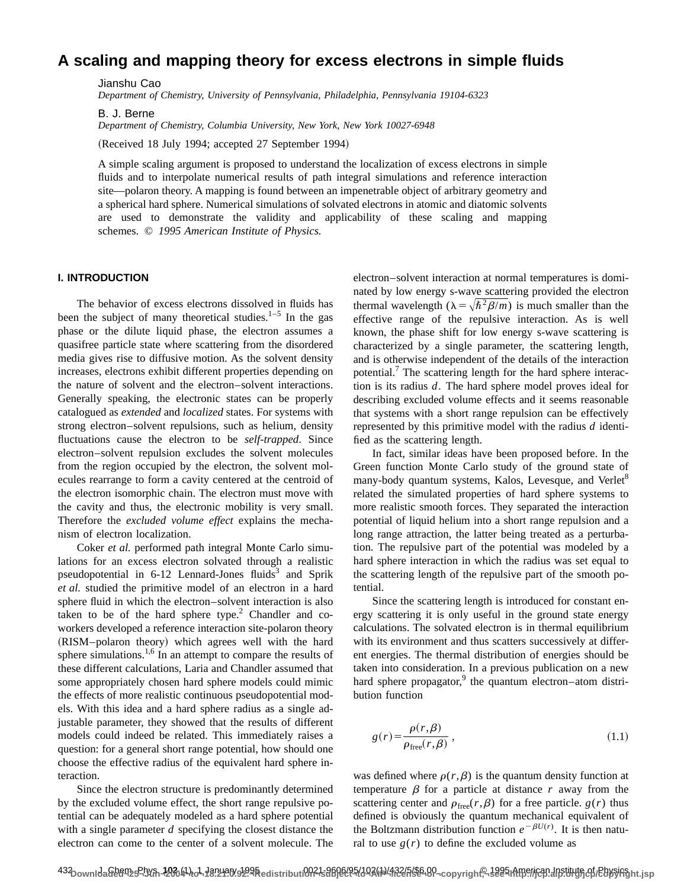# A scaling and mapping theory for excess electrons in simple fluids

Jianshu Cao

*Department of Chemistry, University of Pennsylvania, Philadelphia, Pennsylvania 19104-6323*

B. J. Berne

*Department of Chemistry, Columbia University, New York, New York 10027-6948*

(Received 18 July 1994; accepted 27 September 1994)

A simple scaling argument is proposed to understand the localization of excess electrons in simple fluids and to interpolate numerical results of path integral simulations and reference interaction site—polaron theory. A mapping is found between an impenetrable object of arbitrary geometry and a spherical hard sphere. Numerical simulations of solvated electrons in atomic and diatomic solvents are used to demonstrate the validity and applicability of these scaling and mapping schemes. © *1995 American Institute of Physics.*

## I. INTRODUCTION

The behavior of excess electrons dissolved in fluids has been the subject of many theoretical studies.[1–5] In the gas phase or the dilute liquid phase, the electron assumes a quasifree particle state where scattering from the disordered media gives rise to diffusive motion. As the solvent density increases, electrons exhibit different properties depending on the nature of solvent and the electron–solvent interactions. Generally speaking, the electronic states can be properly catalogued as *extended* and *localized* states. For systems with strong electron–solvent repulsions, such as helium, density fluctuations cause the electron to be *self-trapped*. Since electron–solvent repulsion excludes the solvent molecules from the region occupied by the electron, the solvent molecules rearrange to form a cavity centered at the centroid of the electron isomorphic chain. The electron must move with the cavity and thus, the electronic mobility is very small. Therefore the *excluded volume effect* explains the mechanism of electron localization.

Coker *et al.* performed path integral Monte Carlo simulations for an excess electron solvated through a realistic pseudopotential in 6-12 Lennard-Jones fluids[3] and Sprik *et al.* studied the primitive model of an electron in a hard sphere fluid in which the electron–solvent interaction is also taken to be of the hard sphere type.[2] Chandler and coworkers developed a reference interaction site-polaron theory (RISM–polaron theory) which agrees well with the hard sphere simulations.[1,6] In an attempt to compare the results of these different calculations, Laria and Chandler assumed that some appropriately chosen hard sphere models could mimic the effects of more realistic continuous pseudopotential models. With this idea and a hard sphere radius as a single adjustable parameter, they showed that the results of different models could indeed be related. This immediately raises a question: for a general short range potential, how should one choose the effective radius of the equivalent hard sphere interaction.

Since the electron structure is predominantly determined by the excluded volume effect, the short range repulsive potential can be adequately modeled as a hard sphere potential with a single parameter $d$ specifying the closest distance the electron can come to the center of a solvent molecule. The electron–solvent interaction at normal temperatures is dominated by low energy s-wave scattering provided the electron thermal wavelength ($\lambda=\sqrt{\hbar^2\beta/m}$) is much smaller than the effective range of the repulsive interaction. As is well known, the phase shift for low energy s-wave scattering is characterized by a single parameter, the scattering length, and is otherwise independent of the details of the interaction potential.[7] The scattering length for the hard sphere interaction is its radius $d$. The hard sphere model proves ideal for describing excluded volume effects and it seems reasonable that systems with a short range repulsion can be effectively represented by this primitive model with the radius $d$ identified as the scattering length.

In fact, similar ideas have been proposed before. In the Green function Monte Carlo study of the ground state of many-body quantum systems, Kalos, Levesque, and Verlet[8] related the simulated properties of hard sphere systems to more realistic smooth forces. They separated the interaction potential of liquid helium into a short range repulsion and a long range attraction, the latter being treated as a perturbation. The repulsive part of the potential was modeled by a hard sphere interaction in which the radius was set equal to the scattering length of the repulsive part of the smooth potential.

Since the scattering length is introduced for constant energy scattering it is only useful in the ground state energy calculations. The solvated electron is in thermal equilibrium with its environment and thus scatters successively at different energies. The thermal distribution of energies should be taken into consideration. In a previous publication on a new hard sphere propagator,[9] the quantum electron–atom distribution function

$$g(r)=\frac{\rho(r,\beta)}{\rho_{\rm free}(r,\beta)}\,, \tag{1.1}$$

was defined where $\rho(r,\beta)$ is the quantum density function at temperature $\beta$ for a particle at distance $r$ away from the scattering center and $\rho_{\rm free}(r,\beta)$ for a free particle. $g(r)$ thus defined is obviously the quantum mechanical equivalent of the Boltzmann distribution function $e^{-\beta U(r)}$. It is then natural to use $g(r)$ to define the excluded volume as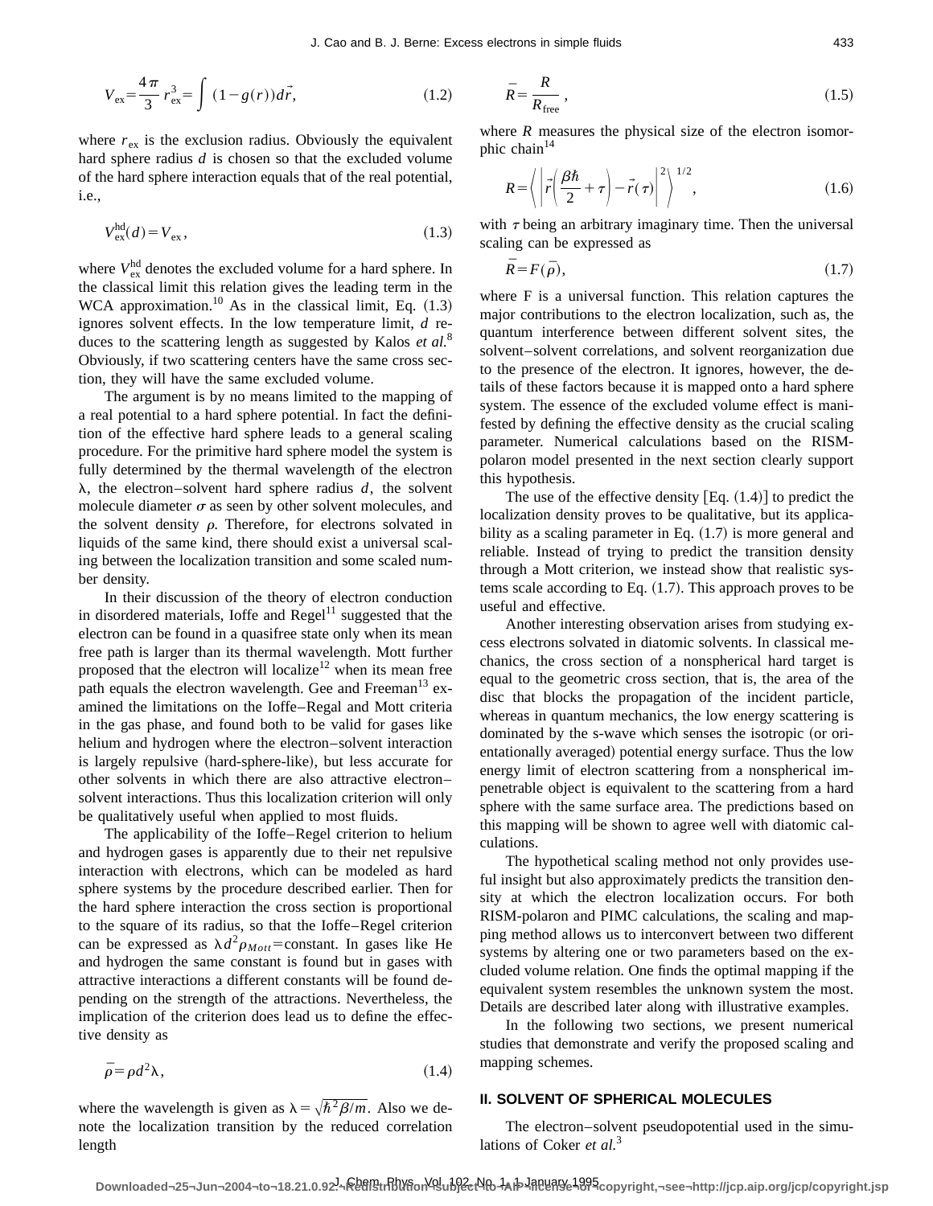$$V_{ex} = \frac{4\pi}{3} r_{ex}^3 = \int (1 - g(r)) d\vec{r}, \tag{1.2}$$

where $r_{ex}$ is the exclusion radius. Obviously the equivalent hard sphere radius $d$ is chosen so that the excluded volume of the hard sphere interaction equals that of the real potential, i.e.,

$$V_{ex}^{hd}(d) = V_{ex}, \tag{1.3}$$

where $V_{ex}^{hd}$ denotes the excluded volume for a hard sphere. In the classical limit this relation gives the leading term in the WCA approximation.[10] As in the classical limit, Eq. (1.3) ignores solvent effects. In the low temperature limit, $d$ reduces to the scattering length as suggested by Kalos *et al.*[8] Obviously, if two scattering centers have the same cross section, they will have the same excluded volume.

The argument is by no means limited to the mapping of a real potential to a hard sphere potential. In fact the definition of the effective hard sphere leads to a general scaling procedure. For the primitive hard sphere model the system is fully determined by the thermal wavelength of the electron $\lambda$, the electron–solvent hard sphere radius $d$, the solvent molecule diameter $\sigma$ as seen by other solvent molecules, and the solvent density $\rho$. Therefore, for electrons solvated in liquids of the same kind, there should exist a universal scaling between the localization transition and some scaled number density.

In their discussion of the theory of electron conduction in disordered materials, Ioffe and Regel[11] suggested that the electron can be found in a quasifree state only when its mean free path is larger than its thermal wavelength. Mott further proposed that the electron will localize[12] when its mean free path equals the electron wavelength. Gee and Freeman[13] examined the limitations on the Ioffe–Regal and Mott criteria in the gas phase, and found both to be valid for gases like helium and hydrogen where the electron–solvent interaction is largely repulsive (hard-sphere-like), but less accurate for other solvents in which there are also attractive electron–solvent interactions. Thus this localization criterion will only be qualitatively useful when applied to most fluids.

The applicability of the Ioffe–Regel criterion to helium and hydrogen gases is apparently due to their net repulsive interaction with electrons, which can be modeled as hard sphere systems by the procedure described earlier. Then for the hard sphere interaction the cross section is proportional to the square of its radius, so that the Ioffe–Regel criterion can be expressed as $\lambda d^2 \rho_{Mott} = \text{constant}$. In gases like He and hydrogen the same constant is found but in gases with attractive interactions a different constants will be found depending on the strength of the attractions. Nevertheless, the implication of the criterion does lead us to define the effective density as

$$\bar{\rho} = \rho d^2 \lambda, \tag{1.4}$$

where the wavelength is given as $\lambda = \sqrt{\hbar^2 \beta / m}$. Also we denote the localization transition by the reduced correlation length

$$\bar{R} = \frac{R}{R_{free}}, \tag{1.5}$$

where $R$ measures the physical size of the electron isomorphic chain[14]

$$R = \left\langle \left| \vec{r}\left(\frac{\beta\hbar}{2} + \tau\right) - \vec{r}(\tau) \right|^2 \right\rangle^{1/2}, \tag{1.6}$$

with $\tau$ being an arbitrary imaginary time. Then the universal scaling can be expressed as

$$\bar{R} = F(\bar{\rho}), \tag{1.7}$$

where F is a universal function. This relation captures the major contributions to the electron localization, such as, the quantum interference between different solvent sites, the solvent–solvent correlations, and solvent reorganization due to the presence of the electron. It ignores, however, the details of these factors because it is mapped onto a hard sphere system. The essence of the excluded volume effect is manifested by defining the effective density as the crucial scaling parameter. Numerical calculations based on the RISM-polaron model presented in the next section clearly support this hypothesis.

The use of the effective density [Eq. (1.4)] to predict the localization density proves to be qualitative, but its applicability as a scaling parameter in Eq. (1.7) is more general and reliable. Instead of trying to predict the transition density through a Mott criterion, we instead show that realistic systems scale according to Eq. (1.7). This approach proves to be useful and effective.

Another interesting observation arises from studying excess electrons solvated in diatomic solvents. In classical mechanics, the cross section of a nonspherical hard target is equal to the geometric cross section, that is, the area of the disc that blocks the propagation of the incident particle, whereas in quantum mechanics, the low energy scattering is dominated by the s-wave which senses the isotropic (or orientationally averaged) potential energy surface. Thus the low energy limit of electron scattering from a nonspherical impenetrable object is equivalent to the scattering from a hard sphere with the same surface area. The predictions based on this mapping will be shown to agree well with diatomic calculations.

The hypothetical scaling method not only provides useful insight but also approximately predicts the transition density at which the electron localization occurs. For both RISM-polaron and PIMC calculations, the scaling and mapping method allows us to interconvert between two different systems by altering one or two parameters based on the excluded volume relation. One finds the optimal mapping if the equivalent system resembles the unknown system the most. Details are described later along with illustrative examples.

In the following two sections, we present numerical studies that demonstrate and verify the proposed scaling and mapping schemes.

## II. SOLVENT OF SPHERICAL MOLECULES

The electron–solvent pseudopotential used in the simulations of Coker *et al.*[3]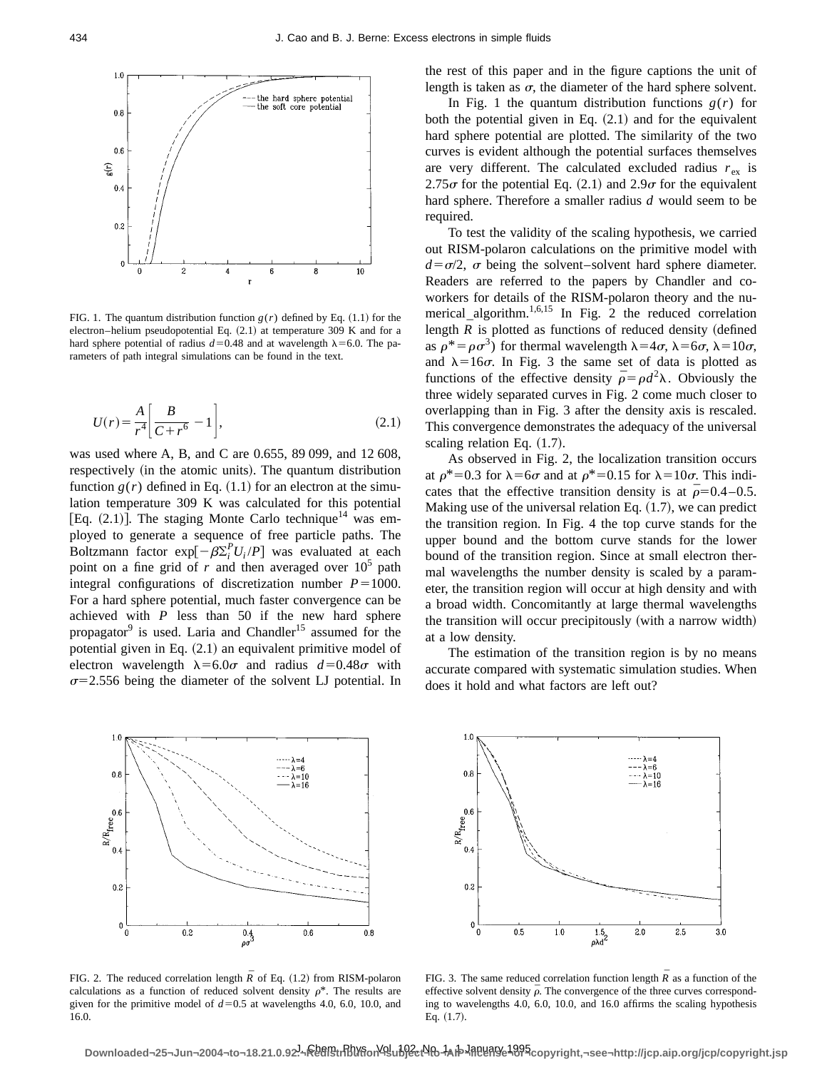FIG. 1. The quantum distribution function $g(r)$ defined by Eq. (1.1) for the electron–helium pseudopotential Eq. (2.1) at temperature 309 K and for a hard sphere potential of radius $d=0.48$ and at wavelength $\lambda=6.0$. The parameters of path integral simulations can be found in the text.

$$U(r)=\frac{A}{r^4}\left[\frac{B}{C+r^6}-1\right], \tag{2.1}$$

was used where A, B, and C are 0.655, 89 099, and 12 608, respectively (in the atomic units). The quantum distribution function $g(r)$ defined in Eq. (1.1) for an electron at the simulation temperature 309 K was calculated for this potential [Eq. (2.1)]. The staging Monte Carlo technique[14] was employed to generate a sequence of free particle paths. The Boltzmann factor $\exp[-\beta\Sigma_i^P U_i/P]$ was evaluated at each point on a fine grid of $r$ and then averaged over $10^5$ path integral configurations of discretization number $P=1000$. For a hard sphere potential, much faster convergence can be achieved with $P$ less than 50 if the new hard sphere propagator[9] is used. Laria and Chandler[15] assumed for the potential given in Eq. (2.1) an equivalent primitive model of electron wavelength $\lambda=6.0\sigma$ and radius $d=0.48\sigma$ with $\sigma=2.556$ being the diameter of the solvent LJ potential. In the rest of this paper and in the figure captions the unit of length is taken as $\sigma$, the diameter of the hard sphere solvent.

In Fig. 1 the quantum distribution functions $g(r)$ for both the potential given in Eq. (2.1) and for the equivalent hard sphere potential are plotted. The similarity of the two curves is evident although the potential surfaces themselves are very different. The calculated excluded radius $r_{ex}$ is $2.75\sigma$ for the potential Eq. (2.1) and $2.9\sigma$ for the equivalent hard sphere. Therefore a smaller radius $d$ would seem to be required.

To test the validity of the scaling hypothesis, we carried out RISM-polaron calculations on the primitive model with $d=\sigma/2$, $\sigma$ being the solvent–solvent hard sphere diameter. Readers are referred to the papers by Chandler and coworkers for details of the RISM-polaron theory and the numerical algorithm.[1,6,15] In Fig. 2 the reduced correlation length $R$ is plotted as functions of reduced density (defined as $\rho^*=\rho\sigma^3$) for thermal wavelength $\lambda=4\sigma$, $\lambda=6\sigma$, $\lambda=10\sigma$, and $\lambda=16\sigma$. In Fig. 3 the same set of data is plotted as functions of the effective density $\bar{\rho}=\rho d^2\lambda$. Obviously the three widely separated curves in Fig. 2 come much closer to overlapping than in Fig. 3 after the density axis is rescaled. This convergence demonstrates the adequacy of the universal scaling relation Eq. (1.7).

As observed in Fig. 2, the localization transition occurs at $\rho^*=0.3$ for $\lambda=6\sigma$ and at $\rho^*=0.15$ for $\lambda=10\sigma$. This indicates that the effective transition density is at $\bar{\rho}=0.4$–$0.5$. Making use of the universal relation Eq. (1.7), we can predict the transition region. In Fig. 4 the top curve stands for the upper bound and the bottom curve stands for the lower bound of the transition region. Since at small electron thermal wavelengths the number density is scaled by a parameter, the transition region will occur at high density and with a broad width. Concomitantly at large thermal wavelengths the transition will occur precipitously (with a narrow width) at a low density.

The estimation of the transition region is by no means accurate compared with systematic simulation studies. When does it hold and what factors are left out?

FIG. 2. The reduced correlation length $\bar{R}$ of Eq. (1.2) from RISM-polaron calculations as a function of reduced solvent density $\rho^*$. The results are given for the primitive model of $d=0.5$ at wavelengths 4.0, 6.0, 10.0, and 16.0.

FIG. 3. The same reduced correlation function length $\bar{R}$ as a function of the effective solvent density $\bar{\rho}$. The convergence of the three curves corresponding to wavelengths 4.0, 6.0, 10.0, and 16.0 affirms the scaling hypothesis Eq. (1.7).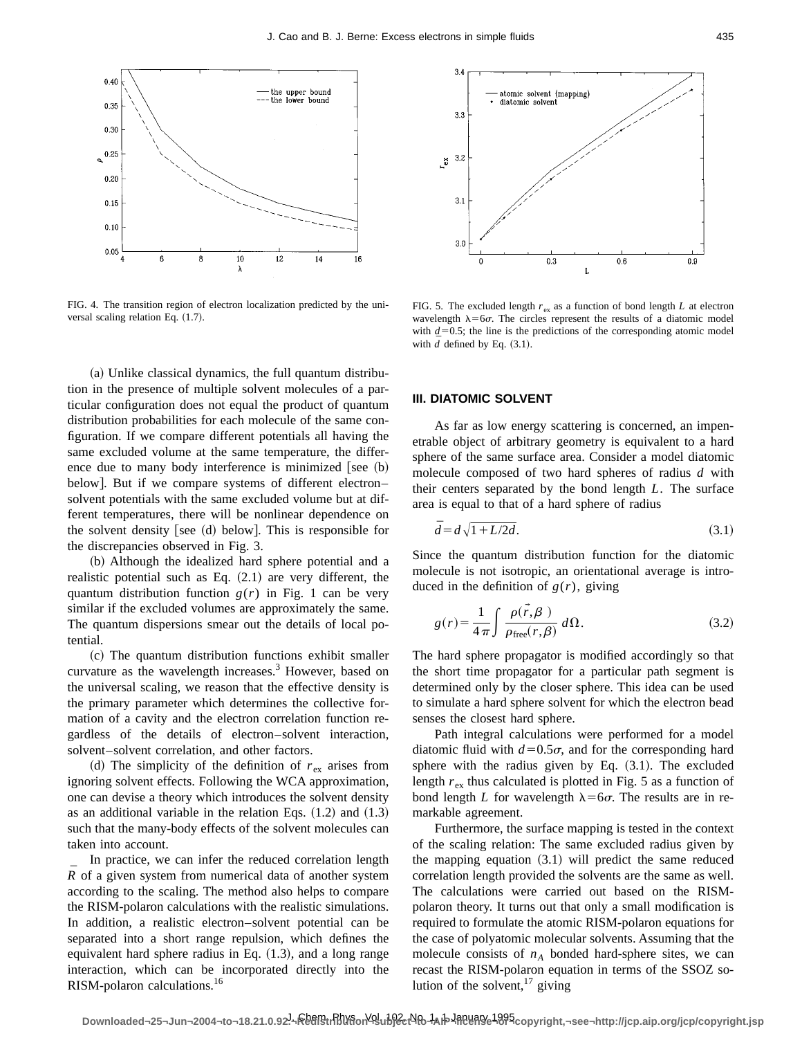FIG. 4. The transition region of electron localization predicted by the universal scaling relation Eq. (1.7).

FIG. 5. The excluded length $r_{ex}$ as a function of bond length $L$ at electron wavelength $\lambda = 6\sigma$. The circles represent the results of a diatomic model with $d = 0.5$; the line is the predictions of the corresponding atomic model with $\bar{d}$ defined by Eq. (3.1).

(a) Unlike classical dynamics, the full quantum distribution in the presence of multiple solvent molecules of a particular configuration does not equal the product of quantum distribution probabilities for each molecule of the same configuration. If we compare different potentials all having the same excluded volume at the same temperature, the difference due to many body interference is minimized [see (b) below]. But if we compare systems of different electron–solvent potentials with the same excluded volume but at different temperatures, there will be nonlinear dependence on the solvent density [see (d) below]. This is responsible for the discrepancies observed in Fig. 3.

(b) Although the idealized hard sphere potential and a realistic potential such as Eq. (2.1) are very different, the quantum distribution function $g(r)$ in Fig. 1 can be very similar if the excluded volumes are approximately the same. The quantum dispersions smear out the details of local potential.

(c) The quantum distribution functions exhibit smaller curvature as the wavelength increases.[3] However, based on the universal scaling, we reason that the effective density is the primary parameter which determines the collective formation of a cavity and the electron correlation function regardless of the details of electron–solvent interaction, solvent–solvent correlation, and other factors.

(d) The simplicity of the definition of $r_{ex}$ arises from ignoring solvent effects. Following the WCA approximation, one can devise a theory which introduces the solvent density as an additional variable in the relation Eqs. (1.2) and (1.3) such that the many-body effects of the solvent molecules can taken into account.

In practice, we can infer the reduced correlation length $\bar{R}$ of a given system from numerical data of another system according to the scaling. The method also helps to compare the RISM-polaron calculations with the realistic simulations. In addition, a realistic electron–solvent potential can be separated into a short range repulsion, which defines the equivalent hard sphere radius in Eq. (1.3), and a long range interaction, which can be incorporated directly into the RISM-polaron calculations.[16]

## III. DIATOMIC SOLVENT

As far as low energy scattering is concerned, an impenetrable object of arbitrary geometry is equivalent to a hard sphere of the same surface area. Consider a model diatomic molecule composed of two hard spheres of radius $d$ with their centers separated by the bond length $L$. The surface area is equal to that of a hard sphere of radius

$$\bar{d} = d\sqrt{1 + L/2d}. \tag{3.1}$$

Since the quantum distribution function for the diatomic molecule is not isotropic, an orientational average is introduced in the definition of $g(r)$, giving

$$g(r) = \frac{1}{4\pi} \int \frac{\rho(\vec{r},\beta)}{\rho_{\text{free}}(r,\beta)}\, d\Omega. \tag{3.2}$$

The hard sphere propagator is modified accordingly so that the short time propagator for a particular path segment is determined only by the closer sphere. This idea can be used to simulate a hard sphere solvent for which the electron bead senses the closest hard sphere.

Path integral calculations were performed for a model diatomic fluid with $d = 0.5\sigma$, and for the corresponding hard sphere with the radius given by Eq. (3.1). The excluded length $r_{ex}$ thus calculated is plotted in Fig. 5 as a function of bond length $L$ for wavelength $\lambda = 6\sigma$. The results are in remarkable agreement.

Furthermore, the surface mapping is tested in the context of the scaling relation: The same excluded radius given by the mapping equation (3.1) will predict the same reduced correlation length provided the solvents are the same as well. The calculations were carried out based on the RISM-polaron theory. It turns out that only a small modification is required to formulate the atomic RISM-polaron equations for the case of polyatomic molecular solvents. Assuming that the molecule consists of $n_A$ bonded hard-sphere sites, we can recast the RISM-polaron equation in terms of the SSOZ solution of the solvent,[17] giving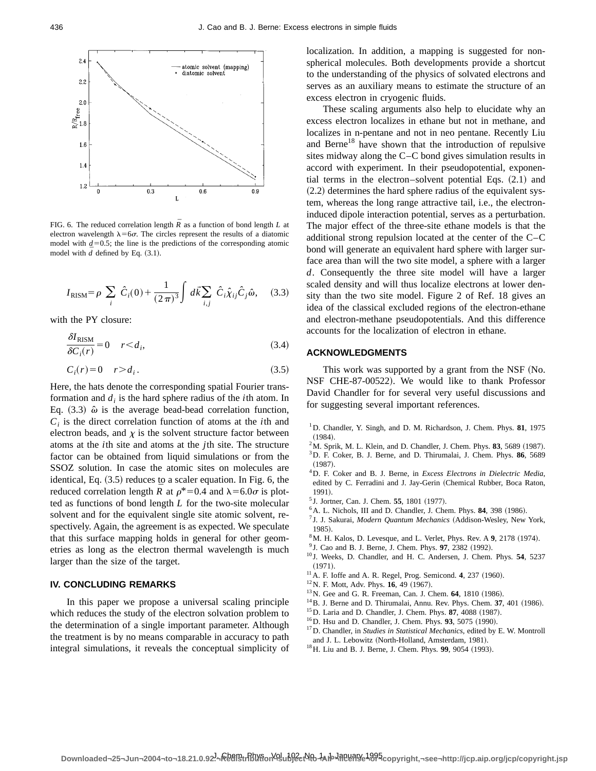2.4
2.2
2.0
1.8
1.6
1.4
1.2

0
0.3
0.6
0.9

$R/R_{free}$

L

— atomic solvent (mapping)
• diatomic solvent

FIG. 6. The reduced correlation length $\bar{R}$ as a function of bond length $L$ at electron wavelength $\lambda=6\sigma$. The circles represent the results of a diatomic model with $d=0.5$; the line is the predictions of the corresponding atomic model with $\bar{d}$ defined by Eq. (3.1).

$$I_{\mathrm{RISM}}=\rho \sum_i \hat{C}_i(0)+\frac{1}{(2\pi)^3}\int d\vec{k}\sum_{i,j} \hat{C}_i\hat{\chi}_{ij}\hat{C}_j\hat{\omega}, \tag{3.3}$$

with the PY closure:

$$\frac{\delta I_{\mathrm{RISM}}}{\delta C_i(r)}=0 \quad r<d_i, \tag{3.4}$$

$$C_i(r)=0 \quad r>d_i. \tag{3.5}$$

Here, the hats denote the corresponding spatial Fourier transformation and $d_i$ is the hard sphere radius of the $i$th atom. In Eq. (3.3) $\hat{\omega}$ is the average bead-bead correlation function, $C_i$ is the direct correlation function of atoms at the $i$th and electron beads, and $\chi$ is the solvent structure factor between atoms at the $i$th site and atoms at the $j$th site. The structure factor can be obtained from liquid simulations or from the SSOZ solution. In case the atomic sites on molecules are identical, Eq. (3.5) reduces to a scaler equation. In Fig. 6, the reduced correlation length $\bar{R}$ at $\rho^*=0.4$ and $\lambda=6.0\sigma$ is plotted as functions of bond length $L$ for the two-site molecular solvent and for the equivalent single site atomic solvent, respectively. Again, the agreement is as expected. We speculate that this surface mapping holds in general for other geometries as long as the electron thermal wavelength is much larger than the size of the target.

## IV. CONCLUDING REMARKS

In this paper we propose a universal scaling principle which reduces the study of the electron solvation problem to the determination of a single important parameter. Although the treatment is by no means comparable in accuracy to path integral simulations, it reveals the conceptual simplicity of localization. In addition, a mapping is suggested for nonspherical molecules. Both developments provide a shortcut to the understanding of the physics of solvated electrons and serves as an auxiliary means to estimate the structure of an excess electron in cryogenic fluids.

These scaling arguments also help to elucidate why an excess electron localizes in ethane but not in methane, and localizes in n-pentane and not in neo pentane. Recently Liu and Berne[18] have shown that the introduction of repulsive sites midway along the C–C bond gives simulation results in accord with experiment. In their pseudopotential, exponential terms in the electron–solvent potential Eqs. (2.1) and (2.2) determines the hard sphere radius of the equivalent system, whereas the long range attractive tail, i.e., the electron-induced dipole interaction potential, serves as a perturbation. The major effect of the three-site ethane models is that the additional strong repulsion located at the center of the C–C bond will generate an equivalent hard sphere with larger surface area than will the two site model, a sphere with a larger $d$. Consequently the three site model will have a larger scaled density and will thus localize electrons at lower density than the two site model. Figure 2 of Ref. 18 gives an idea of the classical excluded regions of the electron-ethane and electron-methane pseudopotentials. And this difference accounts for the localization of electron in ethane.

## ACKNOWLEDGMENTS

This work was supported by a grant from the NSF (No. NSF CHE-87-00522). We would like to thank Professor David Chandler for for several very useful discussions and for suggesting several important references.

[1] D. Chandler, Y. Singh, and D. M. Richardson, J. Chem. Phys. **81**, 1975 (1984).
[2] M. Sprik, M. L. Klein, and D. Chandler, J. Chem. Phys. **83**, 5689 (1987).
[3] D. F. Coker, B. J. Berne, and D. Thirumalai, J. Chem. Phys. **86**, 5689 (1987).
[4] D. F. Coker and B. J. Berne, in *Excess Electrons in Dielectric Media*, edited by C. Ferradini and J. Jay-Gerin (Chemical Rubber, Boca Raton, 1991).
[5] J. Jortner, Can. J. Chem. **55**, 1801 (1977).
[6] A. L. Nichols, III and D. Chandler, J. Chem. Phys. **84**, 398 (1986).
[7] J. J. Sakurai, *Modern Quantum Mechanics* (Addison-Wesley, New York, 1985).
[8] M. H. Kalos, D. Levesque, and L. Verlet, Phys. Rev. A **9**, 2178 (1974).
[9] J. Cao and B. J. Berne, J. Chem. Phys. **97**, 2382 (1992).
[10] J. Weeks, D. Chandler, and H. C. Andersen, J. Chem. Phys. **54**, 5237 (1971).
[11] A. F. Ioffe and A. R. Regel, Prog. Semicond. **4**, 237 (1960).
[12] N. F. Mott, Adv. Phys. **16**, 49 (1967).
[13] N. Gee and G. R. Freeman, Can. J. Chem. **64**, 1810 (1986).
[14] B. J. Berne and D. Thirumalai, Annu. Rev. Phys. Chem. **37**, 401 (1986).
[15] D. Laria and D. Chandler, J. Chem. Phys. **87**, 4088 (1987).
[16] D. Hsu and D. Chandler, J. Chem. Phys. **93**, 5075 (1990).
[17] D. Chandler, in *Studies in Statistical Mechanics*, edited by E. W. Montroll and J. L. Lebowitz (North-Holland, Amsterdam, 1981).
[18] H. Liu and B. J. Berne, J. Chem. Phys. **99**, 9054 (1993).